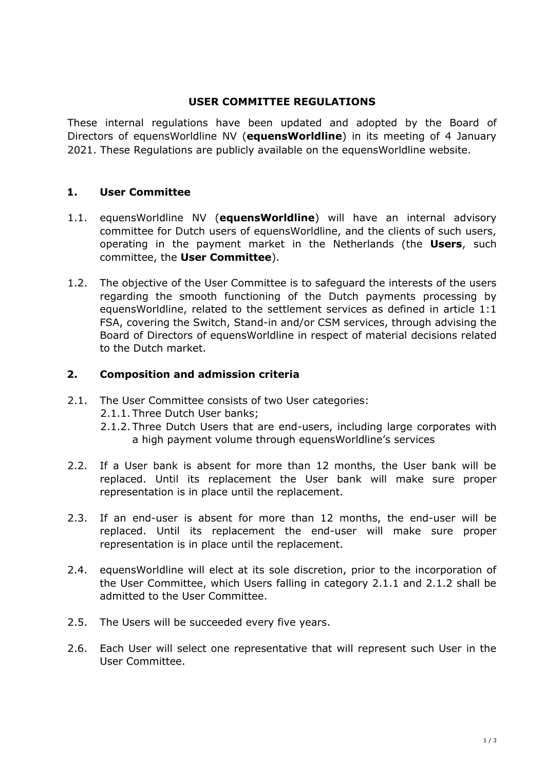**USER COMMITTEE REGULATIONS**

These internal regulations have been updated and adopted by the Board of Directors of equensWorldline NV (**equensWorldline**) in its meeting of 4 January 2021. These Regulations are publicly available on the equensWorldline website.

## 1. User Committee

1.1. equensWorldline NV (**equensWorldline**) will have an internal advisory committee for Dutch users of equensWorldline, and the clients of such users, operating in the payment market in the Netherlands (the **Users**, such committee, the **User Committee**).

1.2. The objective of the User Committee is to safeguard the interests of the users regarding the smooth functioning of the Dutch payments processing by equensWorldline, related to the settlement services as defined in article 1:1 FSA, covering the Switch, Stand-in and/or CSM services, through advising the Board of Directors of equensWorldline in respect of material decisions related to the Dutch market.

## 2. Composition and admission criteria

2.1. The User Committee consists of two User categories:

2.1.1. Three Dutch User banks;

2.1.2. Three Dutch Users that are end-users, including large corporates with a high payment volume through equensWorldline's services

2.2. If a User bank is absent for more than 12 months, the User bank will be replaced. Until its replacement the User bank will make sure proper representation is in place until the replacement.

2.3. If an end-user is absent for more than 12 months, the end-user will be replaced. Until its replacement the end-user will make sure proper representation is in place until the replacement.

2.4. equensWorldline will elect at its sole discretion, prior to the incorporation of the User Committee, which Users falling in category 2.1.1 and 2.1.2 shall be admitted to the User Committee.

2.5. The Users will be succeeded every five years.

2.6. Each User will select one representative that will represent such User in the User Committee.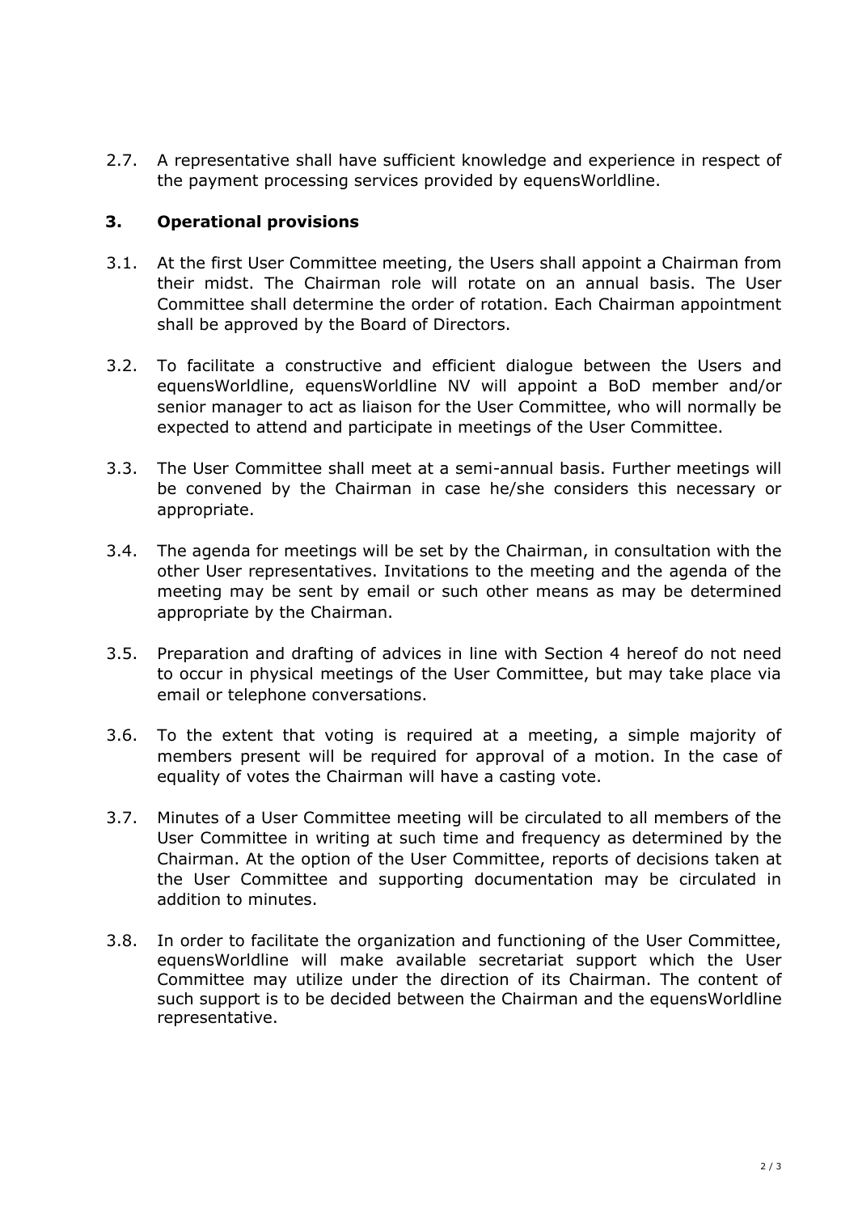2.7. A representative shall have sufficient knowledge and experience in respect of the payment processing services provided by equensWorldline.

## 3. Operational provisions

3.1. At the first User Committee meeting, the Users shall appoint a Chairman from their midst. The Chairman role will rotate on an annual basis. The User Committee shall determine the order of rotation. Each Chairman appointment shall be approved by the Board of Directors.

3.2. To facilitate a constructive and efficient dialogue between the Users and equensWorldline, equensWorldline NV will appoint a BoD member and/or senior manager to act as liaison for the User Committee, who will normally be expected to attend and participate in meetings of the User Committee.

3.3. The User Committee shall meet at a semi-annual basis. Further meetings will be convened by the Chairman in case he/she considers this necessary or appropriate.

3.4. The agenda for meetings will be set by the Chairman, in consultation with the other User representatives. Invitations to the meeting and the agenda of the meeting may be sent by email or such other means as may be determined appropriate by the Chairman.

3.5. Preparation and drafting of advices in line with Section 4 hereof do not need to occur in physical meetings of the User Committee, but may take place via email or telephone conversations.

3.6. To the extent that voting is required at a meeting, a simple majority of members present will be required for approval of a motion. In the case of equality of votes the Chairman will have a casting vote.

3.7. Minutes of a User Committee meeting will be circulated to all members of the User Committee in writing at such time and frequency as determined by the Chairman. At the option of the User Committee, reports of decisions taken at the User Committee and supporting documentation may be circulated in addition to minutes.

3.8. In order to facilitate the organization and functioning of the User Committee, equensWorldline will make available secretariat support which the User Committee may utilize under the direction of its Chairman. The content of such support is to be decided between the Chairman and the equensWorldline representative.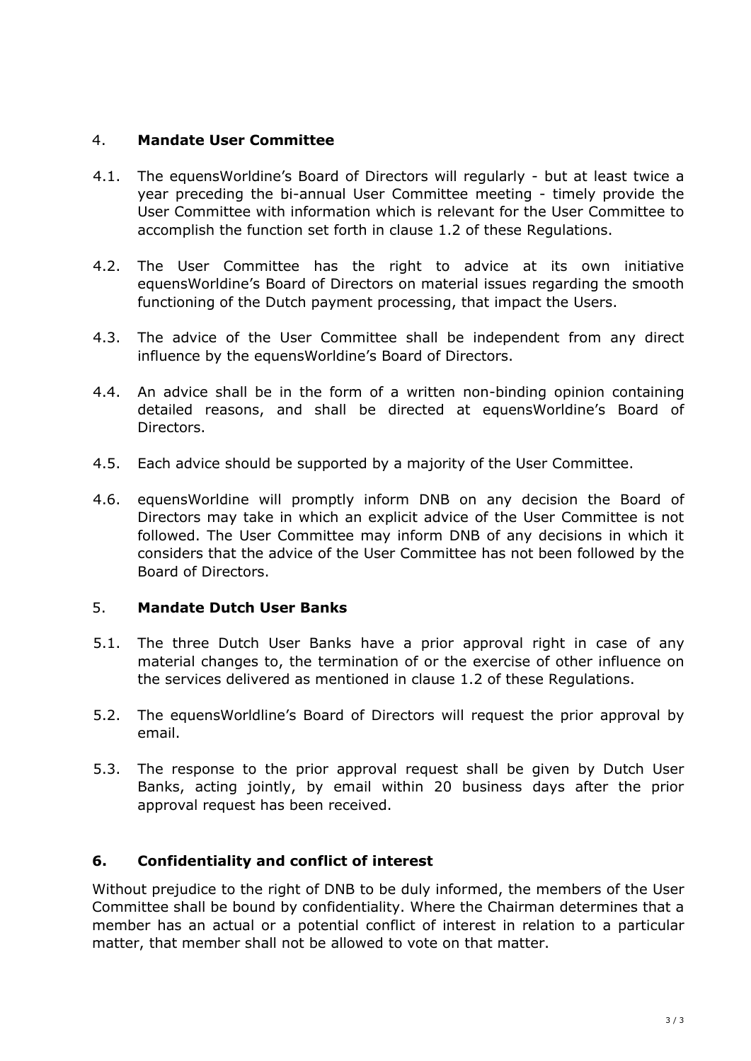## 4. **Mandate User Committee**

4.1. The equensWorldine's Board of Directors will regularly - but at least twice a year preceding the bi-annual User Committee meeting - timely provide the User Committee with information which is relevant for the User Committee to accomplish the function set forth in clause 1.2 of these Regulations.

4.2. The User Committee has the right to advice at its own initiative equensWorldine's Board of Directors on material issues regarding the smooth functioning of the Dutch payment processing, that impact the Users.

4.3. The advice of the User Committee shall be independent from any direct influence by the equensWorldine's Board of Directors.

4.4. An advice shall be in the form of a written non-binding opinion containing detailed reasons, and shall be directed at equensWorldine's Board of Directors.

4.5. Each advice should be supported by a majority of the User Committee.

4.6. equensWorldine will promptly inform DNB on any decision the Board of Directors may take in which an explicit advice of the User Committee is not followed. The User Committee may inform DNB of any decisions in which it considers that the advice of the User Committee has not been followed by the Board of Directors.

## 5. **Mandate Dutch User Banks**

5.1. The three Dutch User Banks have a prior approval right in case of any material changes to, the termination of or the exercise of other influence on the services delivered as mentioned in clause 1.2 of these Regulations.

5.2. The equensWorldline's Board of Directors will request the prior approval by email.

5.3. The response to the prior approval request shall be given by Dutch User Banks, acting jointly, by email within 20 business days after the prior approval request has been received.

## **6. Confidentiality and conflict of interest**

Without prejudice to the right of DNB to be duly informed, the members of the User Committee shall be bound by confidentiality. Where the Chairman determines that a member has an actual or a potential conflict of interest in relation to a particular matter, that member shall not be allowed to vote on that matter.